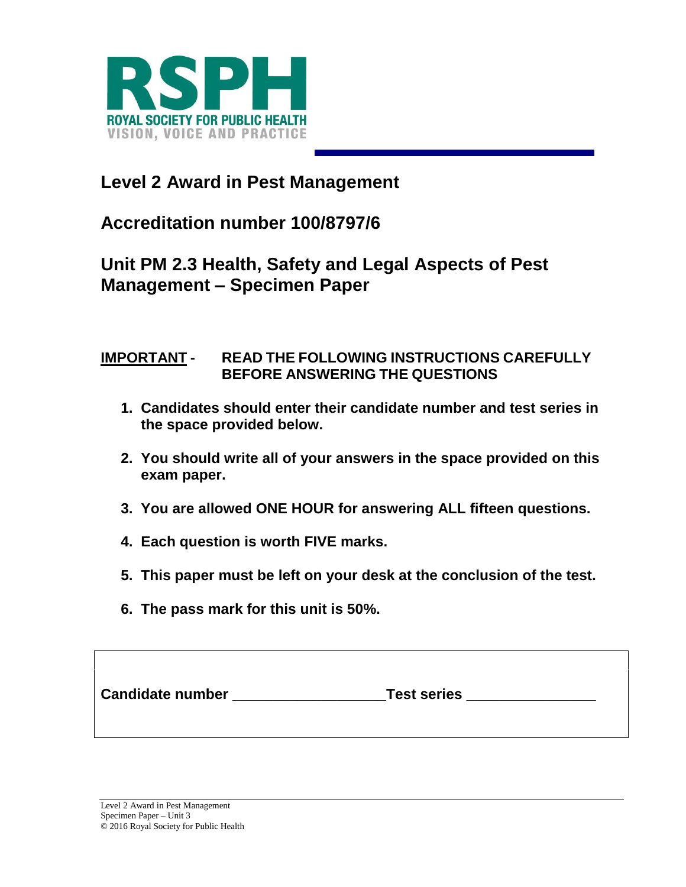RSPH

ROYAL SOCIETY FOR PUBLIC HEALTH

VISION, VOICE AND PRACTICE

# Level 2 Award in Pest Management

## Accreditation number 100/8797/6

## Unit PM 2.3 Health, Safety and Legal Aspects of Pest Management – Specimen Paper

**IMPORTANT - READ THE FOLLOWING INSTRUCTIONS CAREFULLY BEFORE ANSWERING THE QUESTIONS**

1. **Candidates should enter their candidate number and test series in the space provided below.**
2. **You should write all of your answers in the space provided on this exam paper.**
3. **You are allowed ONE HOUR for answering ALL fifteen questions.**
4. **Each question is worth FIVE marks.**
5. **This paper must be left on your desk at the conclusion of the test.**
6. **The pass mark for this unit is 50%.**

**Candidate number** ____________________ **Test series** ________________

Level 2 Award in Pest Management
Specimen Paper – Unit 3
© 2016 Royal Society for Public Health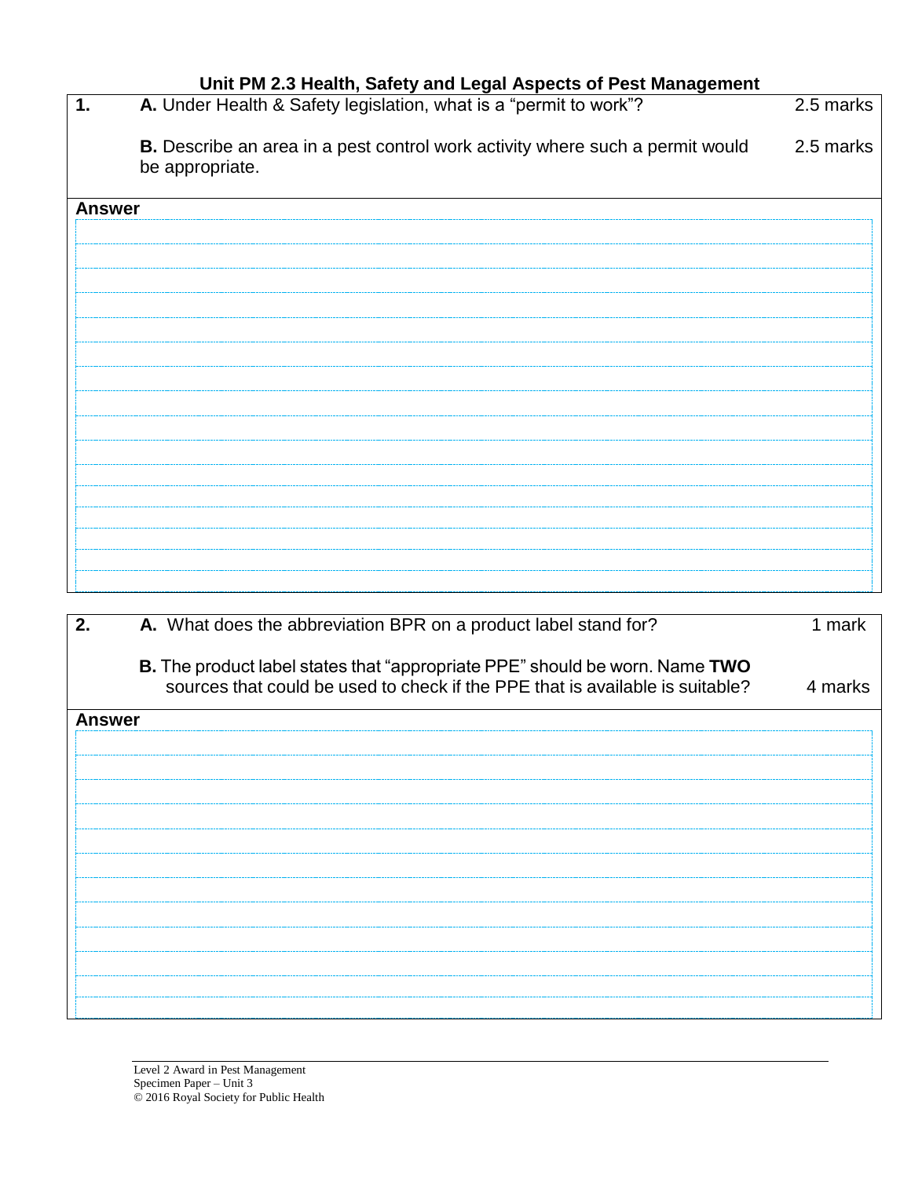## Unit PM 2.3 Health, Safety and Legal Aspects of Pest Management

| | | |
|---|---|---|
| **1.** | **A.** Under Health & Safety legislation, what is a "permit to work"? | 2.5 marks |
| | **B.** Describe an area in a pest control work activity where such a permit would be appropriate. | 2.5 marks |

**Answer**

| | | |
|---|---|---|
| **2.** | **A.** What does the abbreviation BPR on a product label stand for? | 1 mark |
| | **B.** The product label states that "appropriate PPE" should be worn. Name **TWO** sources that could be used to check if the PPE that is available is suitable? | 4 marks |

**Answer**

Level 2 Award in Pest Management
Specimen Paper – Unit 3
© 2016 Royal Society for Public Health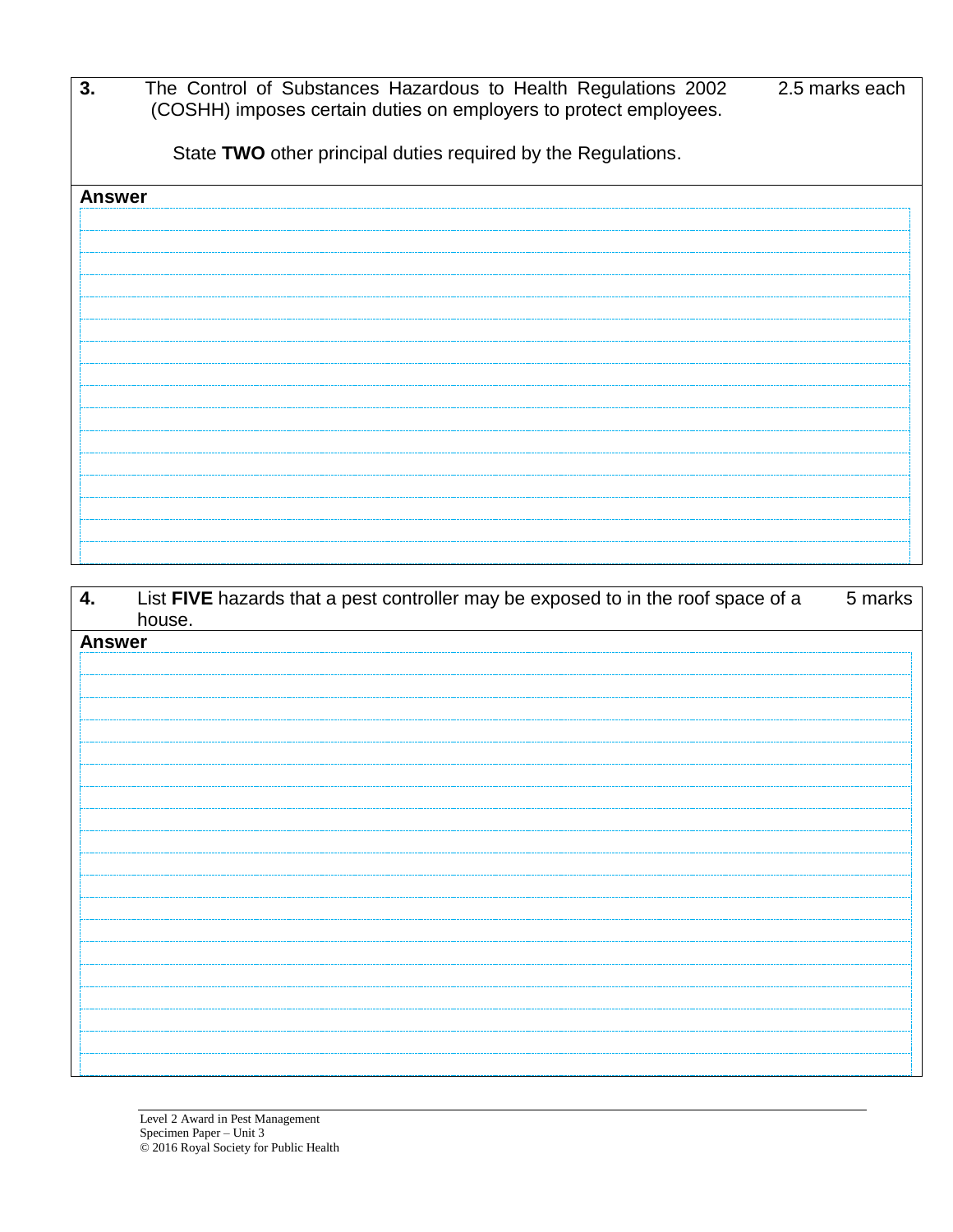**3.** The Control of Substances Hazardous to Health Regulations 2002 (COSHH) imposes certain duties on employers to protect employees. — 2.5 marks each

State **TWO** other principal duties required by the Regulations.

**Answer**

**4.** List **FIVE** hazards that a pest controller may be exposed to in the roof space of a house. — 5 marks

**Answer**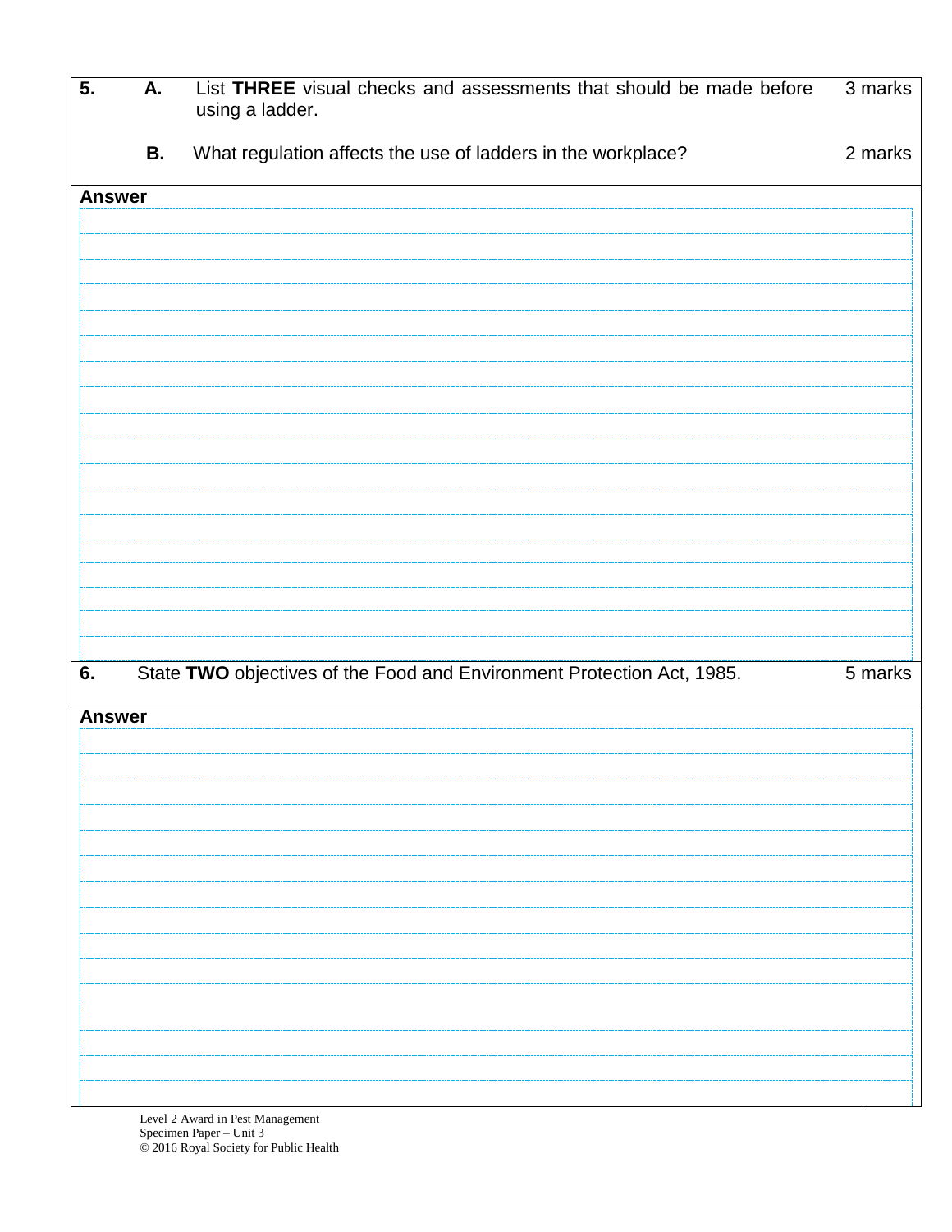| | | | |
|---|---|---|---|
| **5.** | **A.** | List **THREE** visual checks and assessments that should be made before using a ladder. | 3 marks |
| | **B.** | What regulation affects the use of ladders in the workplace? | 2 marks |

**Answer**

| | | |
|---|---|---|
| **6.** | State **TWO** objectives of the Food and Environment Protection Act, 1985. | 5 marks |

**Answer**

Level 2 Award in Pest Management
Specimen Paper – Unit 3
© 2016 Royal Society for Public Health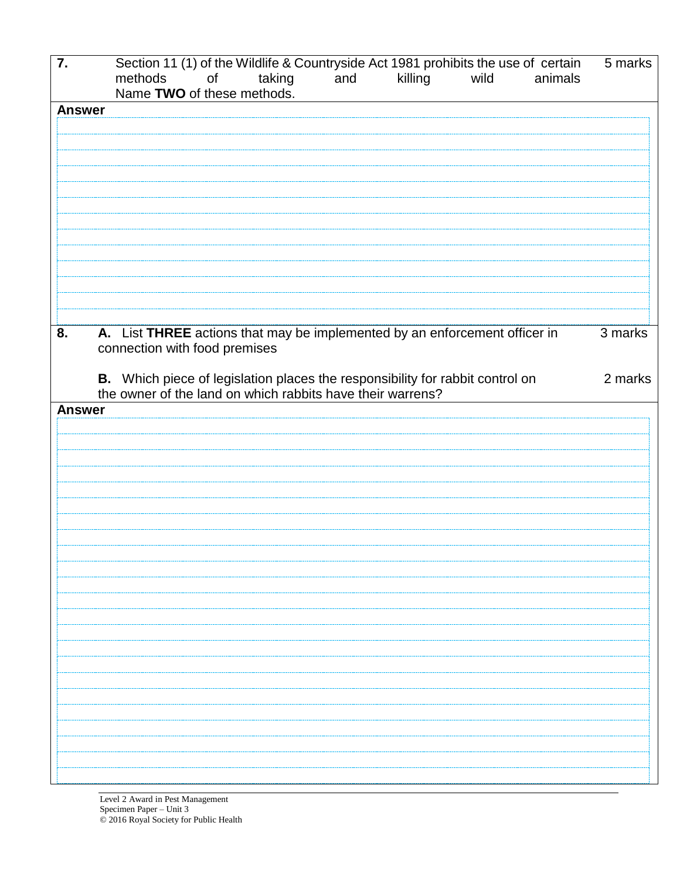| 7. | Section 11 (1) of the Wildlife & Countryside Act 1981 prohibits the use of certain methods of taking and killing wild animals<br>Name **TWO** of these methods. | 5 marks |
|---|---|---|

**Answer**

| 8. | **A.** List **THREE** actions that may be implemented by an enforcement officer in connection with food premises<br><br>**B.** Which piece of legislation places the responsibility for rabbit control on the owner of the land on which rabbits have their warrens? | 3 marks<br><br>2 marks |
|---|---|---|

**Answer**

Level 2 Award in Pest Management
Specimen Paper – Unit 3
© 2016 Royal Society for Public Health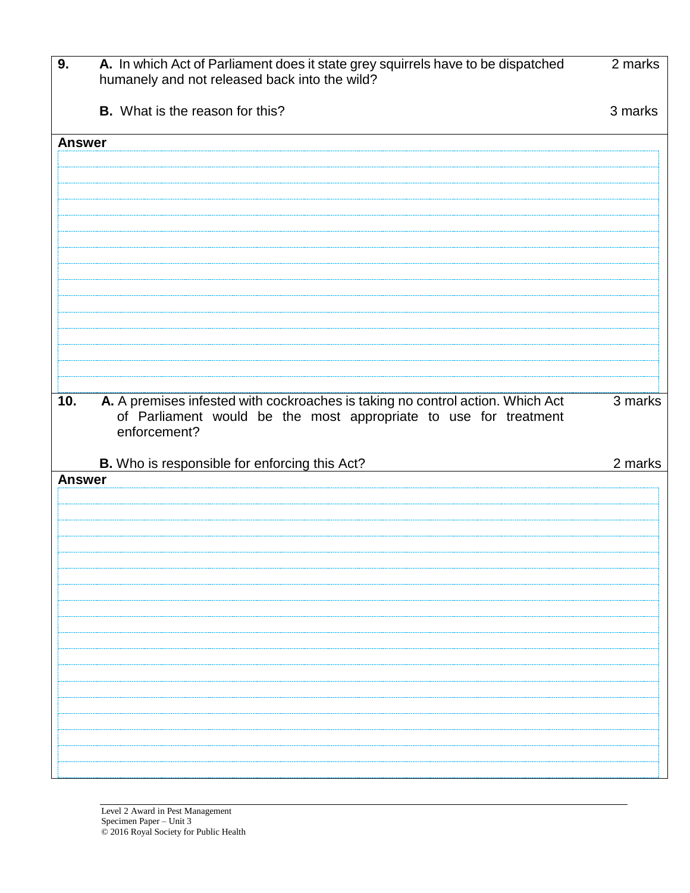| | | |
|---|---|---|
| **9.** | **A.** In which Act of Parliament does it state grey squirrels have to be dispatched humanely and not released back into the wild? | 2 marks |
| | **B.** What is the reason for this? | 3 marks |

**Answer**

| | | |
|---|---|---|
| **10.** | **A.** A premises infested with cockroaches is taking no control action. Which Act of Parliament would be the most appropriate to use for treatment enforcement? | 3 marks |
| | **B.** Who is responsible for enforcing this Act? | 2 marks |

**Answer**

Level 2 Award in Pest Management
Specimen Paper – Unit 3
© 2016 Royal Society for Public Health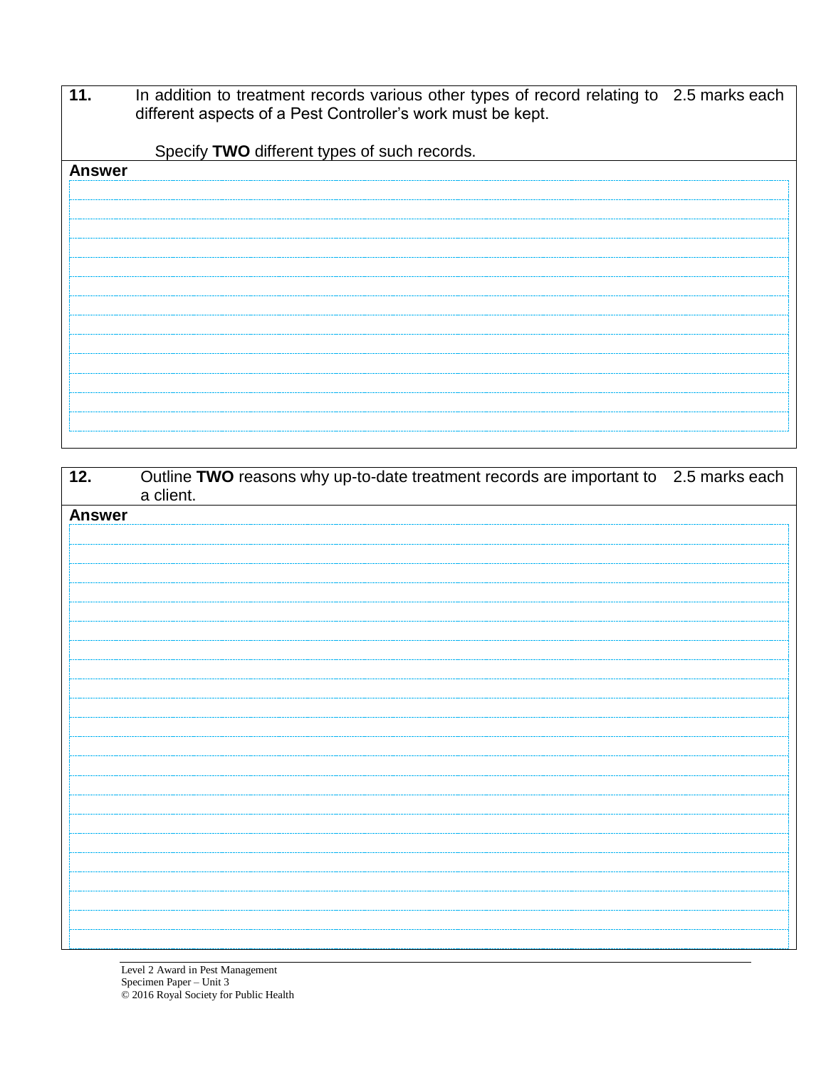| 11. | In addition to treatment records various other types of record relating to different aspects of a Pest Controller's work must be kept.<br><br>Specify **TWO** different types of such records. | 2.5 marks each |
|---|---|---|

**Answer**

| 12. | Outline **TWO** reasons why up-to-date treatment records are important to a client. | 2.5 marks each |
|---|---|---|

**Answer**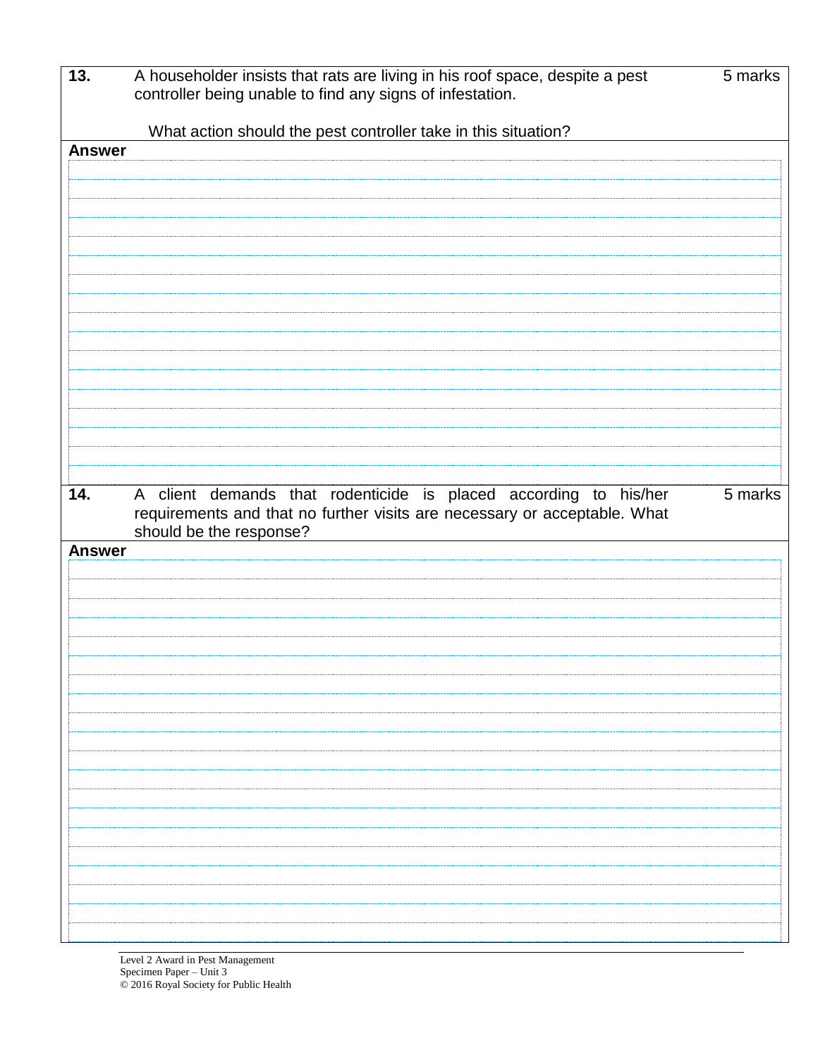| **13.** | A householder insists that rats are living in his roof space, despite a pest controller being unable to find any signs of infestation.<br><br>What action should the pest controller take in this situation? | 5 marks |
|---|---|---|

**Answer**

| **14.** | A client demands that rodenticide is placed according to his/her requirements and that no further visits are necessary or acceptable. What should be the response? | 5 marks |
|---|---|---|

**Answer**

Level 2 Award in Pest Management
Specimen Paper – Unit 3
© 2016 Royal Society for Public Health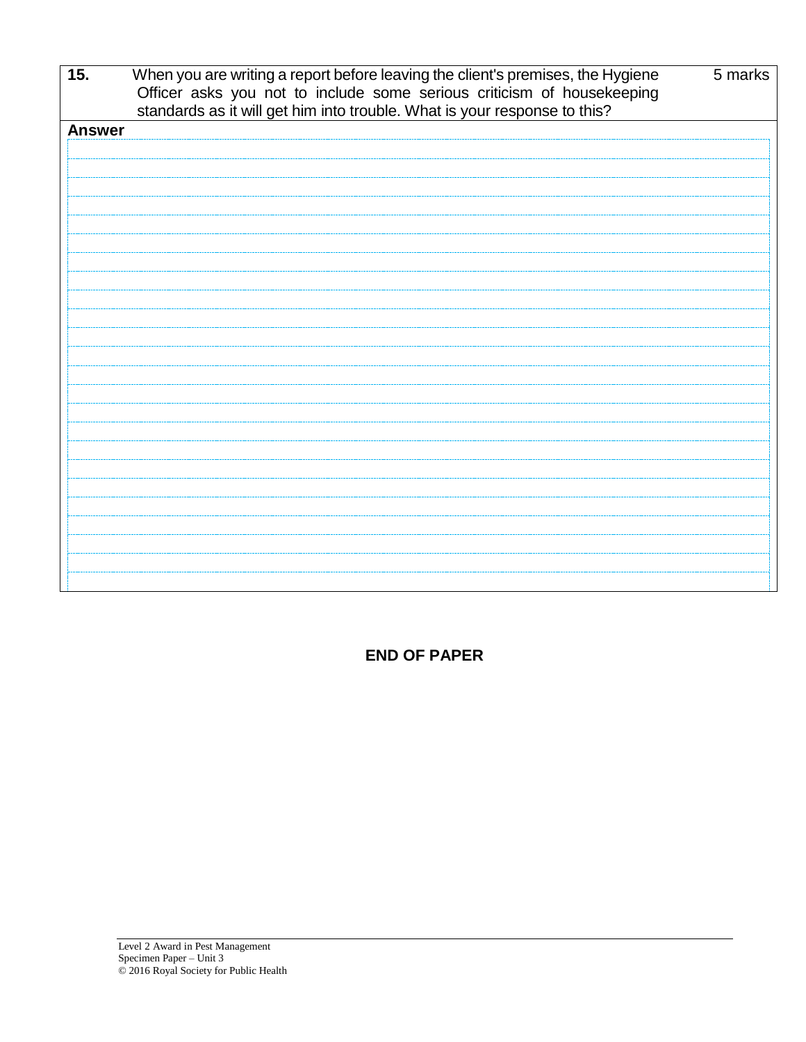| | | |
|---|---|---|
| **15.** | When you are writing a report before leaving the client's premises, the Hygiene Officer asks you not to include some serious criticism of housekeeping standards as it will get him into trouble. What is your response to this? | 5 marks |

**Answer**

**END OF PAPER**